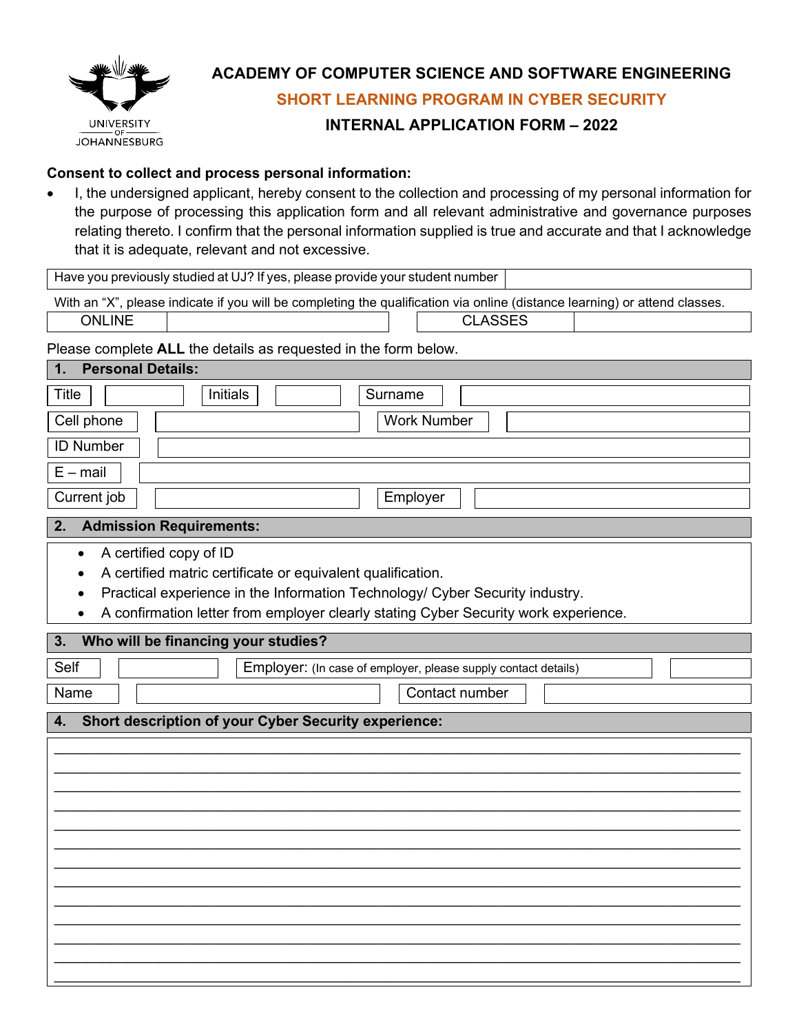UNIVERSITY OF JOHANNESBURG

# ACADEMY OF COMPUTER SCIENCE AND SOFTWARE ENGINEERING

## SHORT LEARNING PROGRAM IN CYBER SECURITY

## INTERNAL APPLICATION FORM – 2022

**Consent to collect and process personal information:**

- I, the undersigned applicant, hereby consent to the collection and processing of my personal information for the purpose of processing this application form and all relevant administrative and governance purposes relating thereto. I confirm that the personal information supplied is true and accurate and that I acknowledge that it is adequate, relevant and not excessive.

| Have you previously studied at UJ? If yes, please provide your student number | |
|---|---|

With an "X", please indicate if you will be completing the qualification via online (distance learning) or attend classes.

| ONLINE | | CLASSES | |
|---|---|---|---|

Please complete **ALL** the details as requested in the form below.

### 1. Personal Details:

| Title | | Initials | | Surname | |
|---|---|---|---|---|---|
| Cell phone | | Work Number | | | |
| ID Number | | | | | |
| E – mail | | | | | |
| Current job | | Employer | | | |

### 2. Admission Requirements:

- A certified copy of ID
- A certified matric certificate or equivalent qualification.
- Practical experience in the Information Technology/ Cyber Security industry.
- A confirmation letter from employer clearly stating Cyber Security work experience.

### 3. Who will be financing your studies?

| Self | | Employer: (In case of employer, please supply contact details) | |
|---|---|---|---|
| Name | | Contact number | |

### 4. Short description of your Cyber Security experience:

\_\_\_\_\_\_\_\_\_\_\_\_\_\_\_\_\_\_\_\_\_\_\_\_\_\_\_\_\_\_\_\_\_\_\_\_\_\_\_\_\_\_\_\_\_\_\_\_\_\_\_\_\_\_\_\_\_\_\_\_\_\_\_\_\_\_\_\_\_\_\_\_\_\_\_\_\_\_

\_\_\_\_\_\_\_\_\_\_\_\_\_\_\_\_\_\_\_\_\_\_\_\_\_\_\_\_\_\_\_\_\_\_\_\_\_\_\_\_\_\_\_\_\_\_\_\_\_\_\_\_\_\_\_\_\_\_\_\_\_\_\_\_\_\_\_\_\_\_\_\_\_\_\_\_\_\_

\_\_\_\_\_\_\_\_\_\_\_\_\_\_\_\_\_\_\_\_\_\_\_\_\_\_\_\_\_\_\_\_\_\_\_\_\_\_\_\_\_\_\_\_\_\_\_\_\_\_\_\_\_\_\_\_\_\_\_\_\_\_\_\_\_\_\_\_\_\_\_\_\_\_\_\_\_\_

\_\_\_\_\_\_\_\_\_\_\_\_\_\_\_\_\_\_\_\_\_\_\_\_\_\_\_\_\_\_\_\_\_\_\_\_\_\_\_\_\_\_\_\_\_\_\_\_\_\_\_\_\_\_\_\_\_\_\_\_\_\_\_\_\_\_\_\_\_\_\_\_\_\_\_\_\_\_

\_\_\_\_\_\_\_\_\_\_\_\_\_\_\_\_\_\_\_\_\_\_\_\_\_\_\_\_\_\_\_\_\_\_\_\_\_\_\_\_\_\_\_\_\_\_\_\_\_\_\_\_\_\_\_\_\_\_\_\_\_\_\_\_\_\_\_\_\_\_\_\_\_\_\_\_\_\_

\_\_\_\_\_\_\_\_\_\_\_\_\_\_\_\_\_\_\_\_\_\_\_\_\_\_\_\_\_\_\_\_\_\_\_\_\_\_\_\_\_\_\_\_\_\_\_\_\_\_\_\_\_\_\_\_\_\_\_\_\_\_\_\_\_\_\_\_\_\_\_\_\_\_\_\_\_\_

\_\_\_\_\_\_\_\_\_\_\_\_\_\_\_\_\_\_\_\_\_\_\_\_\_\_\_\_\_\_\_\_\_\_\_\_\_\_\_\_\_\_\_\_\_\_\_\_\_\_\_\_\_\_\_\_\_\_\_\_\_\_\_\_\_\_\_\_\_\_\_\_\_\_\_\_\_\_

\_\_\_\_\_\_\_\_\_\_\_\_\_\_\_\_\_\_\_\_\_\_\_\_\_\_\_\_\_\_\_\_\_\_\_\_\_\_\_\_\_\_\_\_\_\_\_\_\_\_\_\_\_\_\_\_\_\_\_\_\_\_\_\_\_\_\_\_\_\_\_\_\_\_\_\_\_\_

\_\_\_\_\_\_\_\_\_\_\_\_\_\_\_\_\_\_\_\_\_\_\_\_\_\_\_\_\_\_\_\_\_\_\_\_\_\_\_\_\_\_\_\_\_\_\_\_\_\_\_\_\_\_\_\_\_\_\_\_\_\_\_\_\_\_\_\_\_\_\_\_\_\_\_\_\_\_

\_\_\_\_\_\_\_\_\_\_\_\_\_\_\_\_\_\_\_\_\_\_\_\_\_\_\_\_\_\_\_\_\_\_\_\_\_\_\_\_\_\_\_\_\_\_\_\_\_\_\_\_\_\_\_\_\_\_\_\_\_\_\_\_\_\_\_\_\_\_\_\_\_\_\_\_\_\_

\_\_\_\_\_\_\_\_\_\_\_\_\_\_\_\_\_\_\_\_\_\_\_\_\_\_\_\_\_\_\_\_\_\_\_\_\_\_\_\_\_\_\_\_\_\_\_\_\_\_\_\_\_\_\_\_\_\_\_\_\_\_\_\_\_\_\_\_\_\_\_\_\_\_\_\_\_\_

\_\_\_\_\_\_\_\_\_\_\_\_\_\_\_\_\_\_\_\_\_\_\_\_\_\_\_\_\_\_\_\_\_\_\_\_\_\_\_\_\_\_\_\_\_\_\_\_\_\_\_\_\_\_\_\_\_\_\_\_\_\_\_\_\_\_\_\_\_\_\_\_\_\_\_\_\_\_

\_\_\_\_\_\_\_\_\_\_\_\_\_\_\_\_\_\_\_\_\_\_\_\_\_\_\_\_\_\_\_\_\_\_\_\_\_\_\_\_\_\_\_\_\_\_\_\_\_\_\_\_\_\_\_\_\_\_\_\_\_\_\_\_\_\_\_\_\_\_\_\_\_\_\_\_\_\_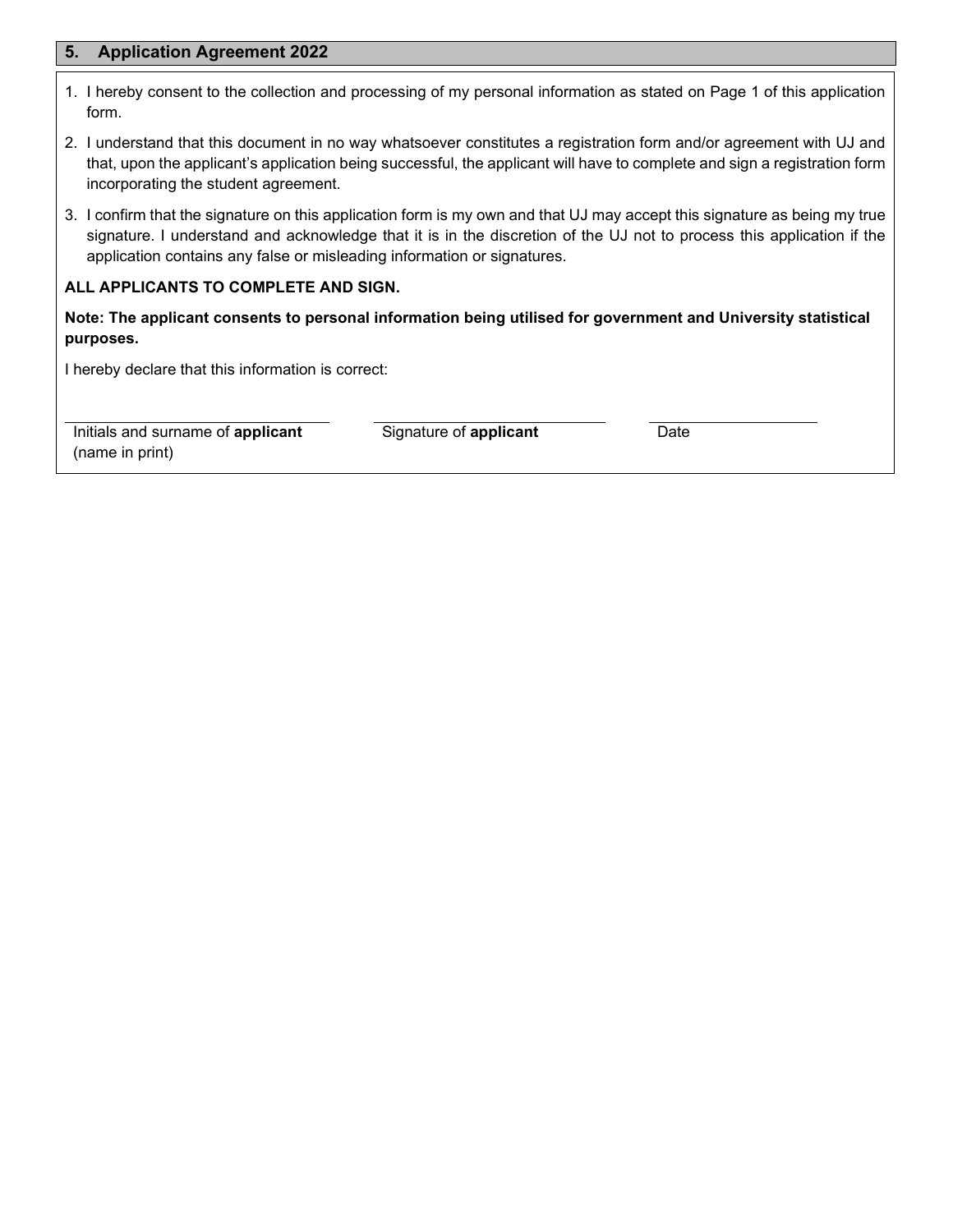## 5. Application Agreement 2022

1. I hereby consent to the collection and processing of my personal information as stated on Page 1 of this application form.
2. I understand that this document in no way whatsoever constitutes a registration form and/or agreement with UJ and that, upon the applicant's application being successful, the applicant will have to complete and sign a registration form incorporating the student agreement.
3. I confirm that the signature on this application form is my own and that UJ may accept this signature as being my true signature. I understand and acknowledge that it is in the discretion of the UJ not to process this application if the application contains any false or misleading information or signatures.

**ALL APPLICANTS TO COMPLETE AND SIGN.**

**Note: The applicant consents to personal information being utilised for government and University statistical purposes.**

I hereby declare that this information is correct:

| | | |
|---|---|---|
| ______________________ | ______________________ | ______________________ |
| Initials and surname of **applicant** (name in print) | Signature of **applicant** | Date |